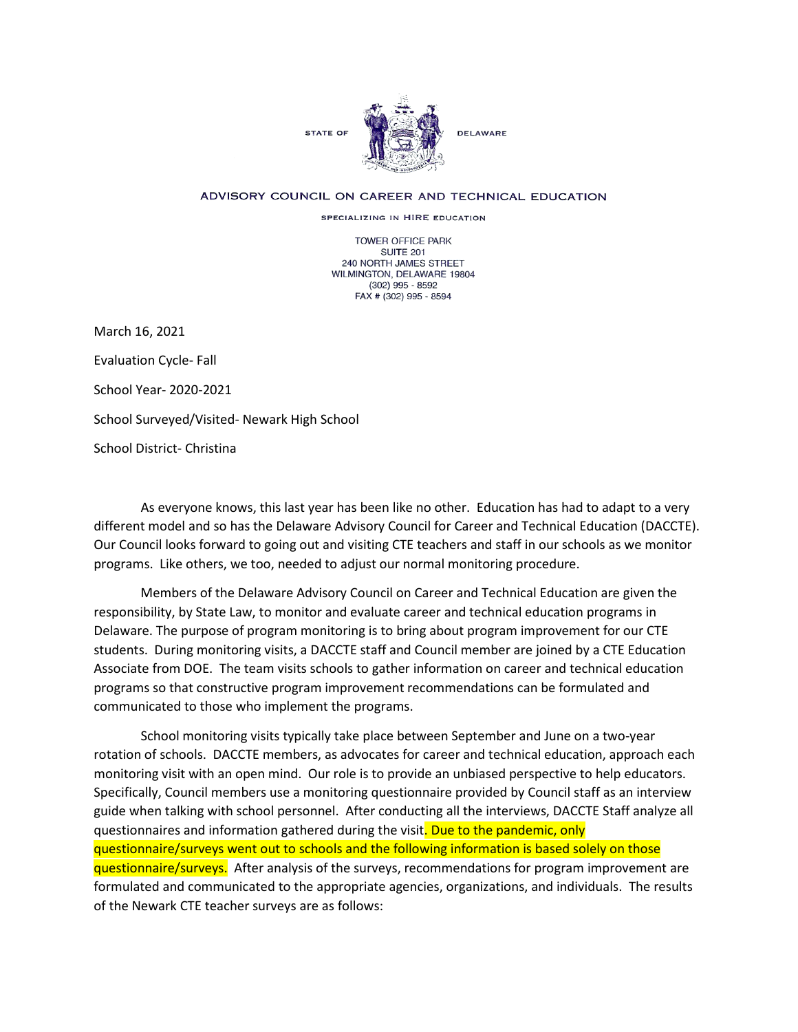STATE OF DELAWARE

ADVISORY COUNCIL ON CAREER AND TECHNICAL EDUCATION

SPECIALIZING IN HIRE EDUCATION

TOWER OFFICE PARK
SUITE 201
240 NORTH JAMES STREET
WILMINGTON, DELAWARE 19804
(302) 995 - 8592
FAX # (302) 995 - 8594

March 16, 2021

Evaluation Cycle- Fall

School Year- 2020-2021

School Surveyed/Visited- Newark High School

School District- Christina

As everyone knows, this last year has been like no other. Education has had to adapt to a very different model and so has the Delaware Advisory Council for Career and Technical Education (DACCTE). Our Council looks forward to going out and visiting CTE teachers and staff in our schools as we monitor programs. Like others, we too, needed to adjust our normal monitoring procedure.

Members of the Delaware Advisory Council on Career and Technical Education are given the responsibility, by State Law, to monitor and evaluate career and technical education programs in Delaware. The purpose of program monitoring is to bring about program improvement for our CTE students. During monitoring visits, a DACCTE staff and Council member are joined by a CTE Education Associate from DOE. The team visits schools to gather information on career and technical education programs so that constructive program improvement recommendations can be formulated and communicated to those who implement the programs.

School monitoring visits typically take place between September and June on a two-year rotation of schools. DACCTE members, as advocates for career and technical education, approach each monitoring visit with an open mind. Our role is to provide an unbiased perspective to help educators. Specifically, Council members use a monitoring questionnaire provided by Council staff as an interview guide when talking with school personnel. After conducting all the interviews, DACCTE Staff analyze all questionnaires and information gathered during the visit. Due to the pandemic, only questionnaire/surveys went out to schools and the following information is based solely on those questionnaire/surveys. After analysis of the surveys, recommendations for program improvement are formulated and communicated to the appropriate agencies, organizations, and individuals. The results of the Newark CTE teacher surveys are as follows: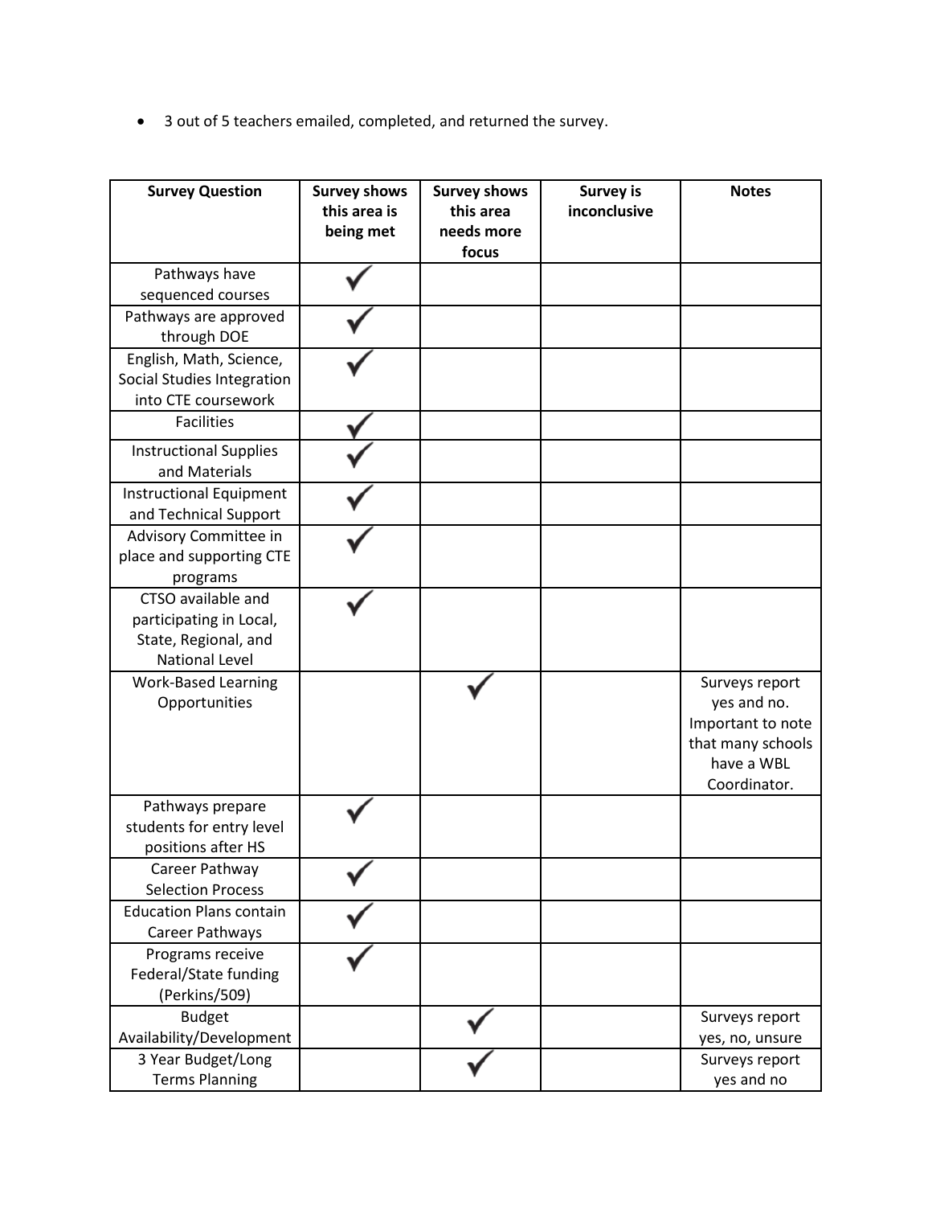- 3 out of 5 teachers emailed, completed, and returned the survey.

| Survey Question | Survey shows this area is being met | Survey shows this area needs more focus | Survey is inconclusive | Notes |
|---|---|---|---|---|
| Pathways have sequenced courses | ✓ | | | |
| Pathways are approved through DOE | ✓ | | | |
| English, Math, Science, Social Studies Integration into CTE coursework | ✓ | | | |
| Facilities | ✓ | | | |
| Instructional Supplies and Materials | ✓ | | | |
| Instructional Equipment and Technical Support | ✓ | | | |
| Advisory Committee in place and supporting CTE programs | ✓ | | | |
| CTSO available and participating in Local, State, Regional, and National Level | ✓ | | | |
| Work-Based Learning Opportunities | | ✓ | | Surveys report yes and no. Important to note that many schools have a WBL Coordinator. |
| Pathways prepare students for entry level positions after HS | ✓ | | | |
| Career Pathway Selection Process | ✓ | | | |
| Education Plans contain Career Pathways | ✓ | | | |
| Programs receive Federal/State funding (Perkins/509) | ✓ | | | |
| Budget Availability/Development | | ✓ | | Surveys report yes, no, unsure |
| 3 Year Budget/Long Terms Planning | | ✓ | | Surveys report yes and no |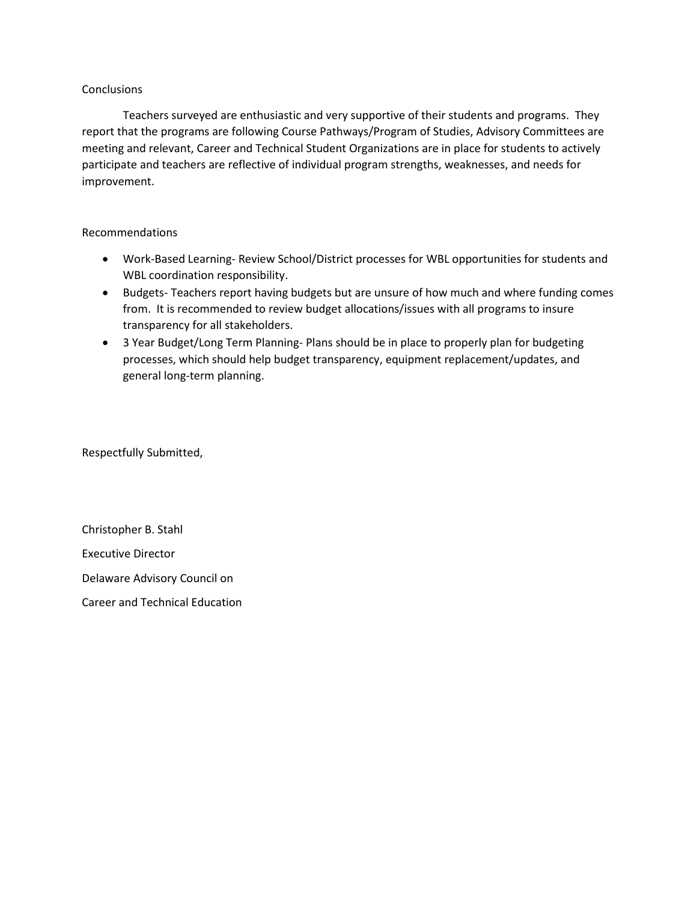## Conclusions

Teachers surveyed are enthusiastic and very supportive of their students and programs. They report that the programs are following Course Pathways/Program of Studies, Advisory Committees are meeting and relevant, Career and Technical Student Organizations are in place for students to actively participate and teachers are reflective of individual program strengths, weaknesses, and needs for improvement.

## Recommendations

- Work-Based Learning- Review School/District processes for WBL opportunities for students and WBL coordination responsibility.
- Budgets- Teachers report having budgets but are unsure of how much and where funding comes from. It is recommended to review budget allocations/issues with all programs to insure transparency for all stakeholders.
- 3 Year Budget/Long Term Planning- Plans should be in place to properly plan for budgeting processes, which should help budget transparency, equipment replacement/updates, and general long-term planning.

Respectfully Submitted,

Christopher B. Stahl

Executive Director

Delaware Advisory Council on

Career and Technical Education